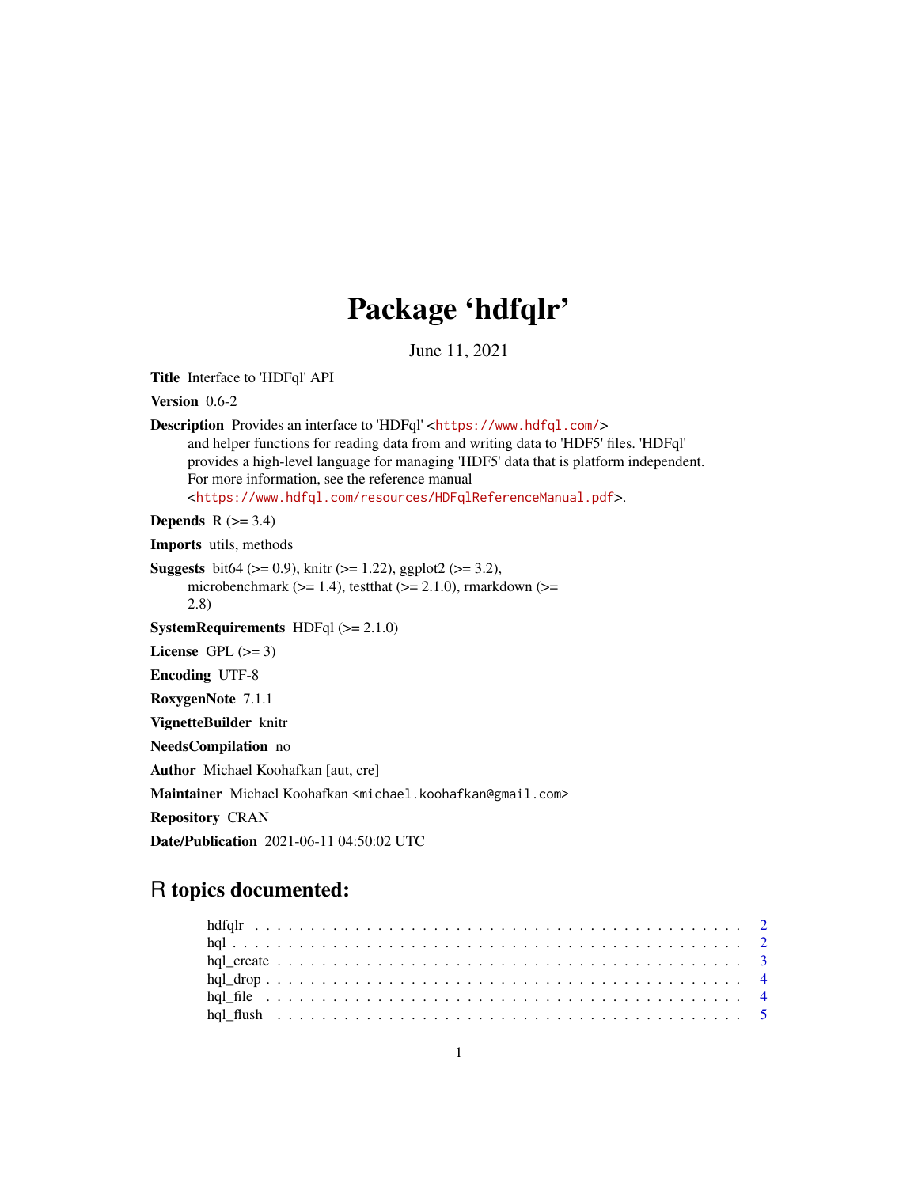# Package 'hdfqlr'

June 11, 2021

**Title** Interface to 'HDFql' API

**Version** 0.6-2

**Description** Provides an interface to 'HDFql' <https://www.hdfql.com/>
and helper functions for reading data from and writing data to 'HDF5' files. 'HDFql'
provides a high-level language for managing 'HDF5' data that is platform independent.
For more information, see the reference manual
<https://www.hdfql.com/resources/HDFqlReferenceManual.pdf>.

**Depends** R (>= 3.4)

**Imports** utils, methods

**Suggests** bit64 (>= 0.9), knitr (>= 1.22), ggplot2 (>= 3.2),
microbenchmark (>= 1.4), testthat (>= 2.1.0), rmarkdown (>=
2.8)

**SystemRequirements** HDFql (>= 2.1.0)

**License** GPL (>= 3)

**Encoding** UTF-8

**RoxygenNote** 7.1.1

**VignetteBuilder** knitr

**NeedsCompilation** no

**Author** Michael Koohafkan [aut, cre]

**Maintainer** Michael Koohafkan <michael.koohafkan@gmail.com>

**Repository** CRAN

**Date/Publication** 2021-06-11 04:50:02 UTC

## R topics documented:

hdfqlr . . . . . . . . . . . . . . . . . . . . . . . . . . . . . . . . . . . . . . . . . . 2
hql . . . . . . . . . . . . . . . . . . . . . . . . . . . . . . . . . . . . . . . . . . . . 2
hql_create . . . . . . . . . . . . . . . . . . . . . . . . . . . . . . . . . . . . . . . 3
hql_drop . . . . . . . . . . . . . . . . . . . . . . . . . . . . . . . . . . . . . . . . 4
hql_file . . . . . . . . . . . . . . . . . . . . . . . . . . . . . . . . . . . . . . . . . 4
hql_flush . . . . . . . . . . . . . . . . . . . . . . . . . . . . . . . . . . . . . . . . 5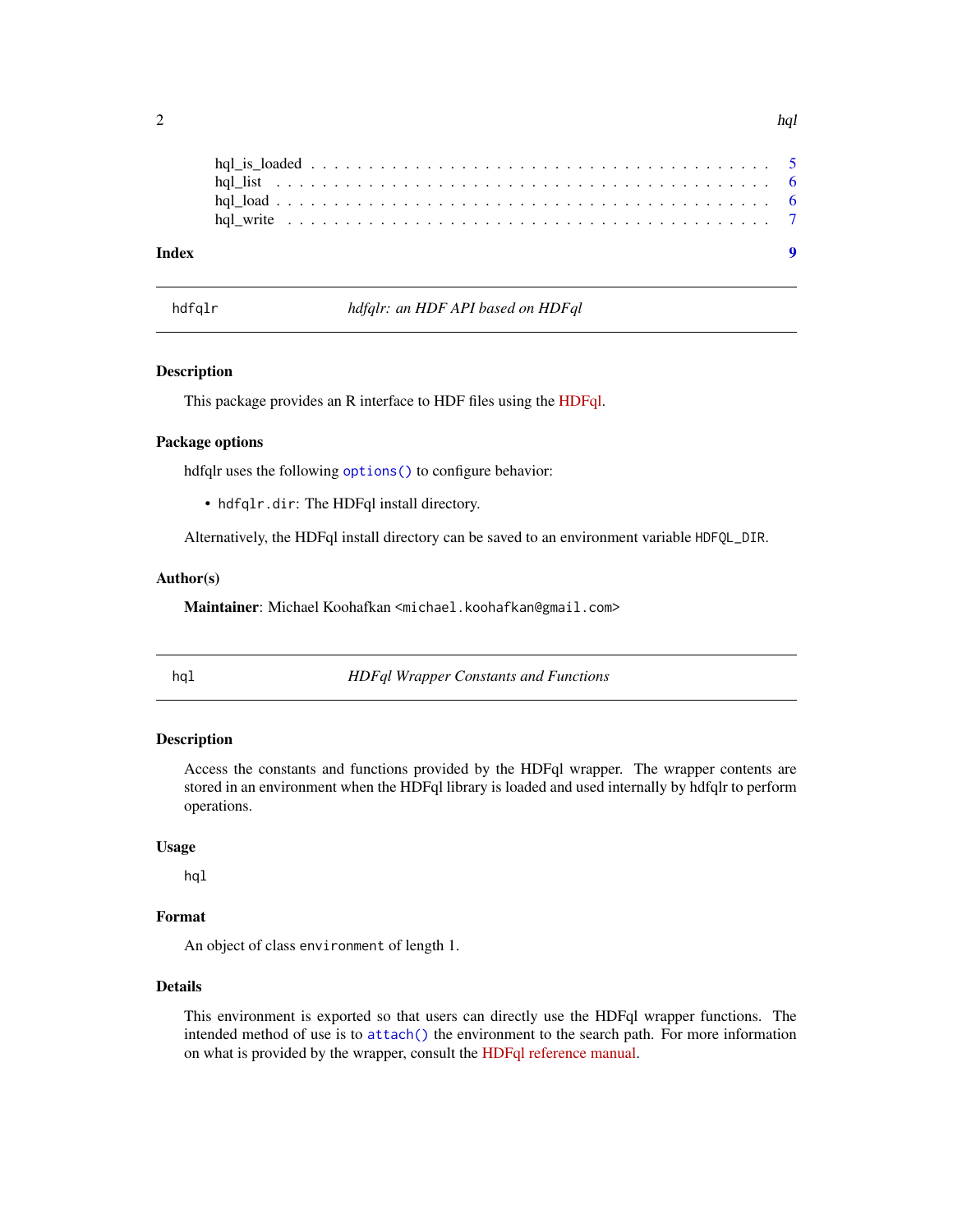hql_is_loaded . . . . . . . . . . . . . . . . . . . . . . . . . . . . . . . . . . . . . . 5
hql_list . . . . . . . . . . . . . . . . . . . . . . . . . . . . . . . . . . . . . . . . . 6
hql_load . . . . . . . . . . . . . . . . . . . . . . . . . . . . . . . . . . . . . . . . . 6
hql_write . . . . . . . . . . . . . . . . . . . . . . . . . . . . . . . . . . . . . . . . 7

**Index** **9**

---

## hdfqlr — *hdfqlr: an HDF API based on HDFql*

---

### Description

This package provides an R interface to HDF files using the HDFql.

### Package options

hdfqlr uses the following `options()` to configure behavior:

- `hdfqlr.dir`: The HDFql install directory.

Alternatively, the HDFql install directory can be saved to an environment variable `HDFQL_DIR`.

### Author(s)

**Maintainer**: Michael Koohafkan <`michael.koohafkan@gmail.com`>

---

## hql — *HDFql Wrapper Constants and Functions*

---

### Description

Access the constants and functions provided by the HDFql wrapper. The wrapper contents are stored in an environment when the HDFql library is loaded and used internally by hdfqlr to perform operations.

### Usage

```
hql
```

### Format

An object of class `environment` of length 1.

### Details

This environment is exported so that users can directly use the HDFql wrapper functions. The intended method of use is to `attach()` the environment to the search path. For more information on what is provided by the wrapper, consult the HDFql reference manual.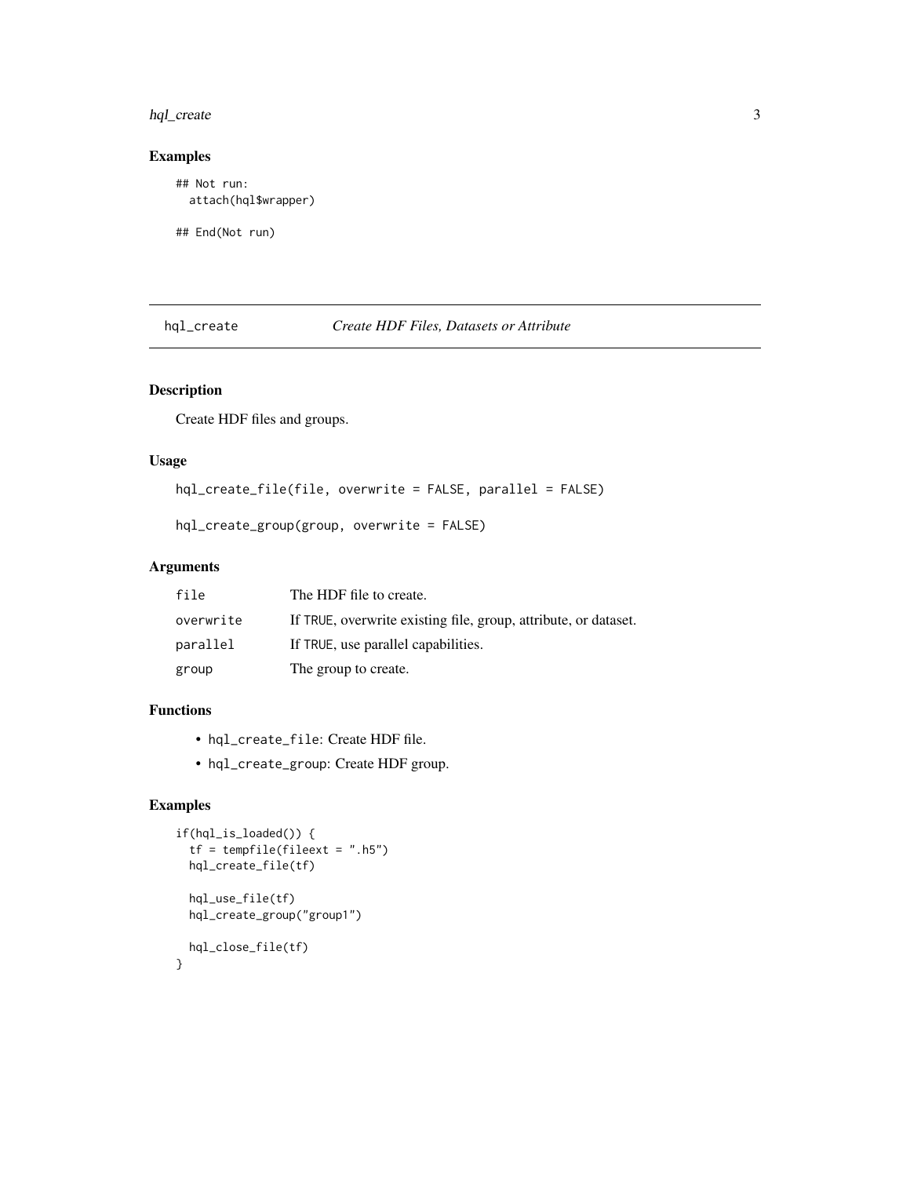## Examples

```
## Not run:
  attach(hql$wrapper)

## End(Not run)
```

---

## hql_create *Create HDF Files, Datasets or Attribute*

### Description

Create HDF files and groups.

### Usage

```
hql_create_file(file, overwrite = FALSE, parallel = FALSE)

hql_create_group(group, overwrite = FALSE)
```

### Arguments

| | |
|---|---|
| `file` | The HDF file to create. |
| `overwrite` | If `TRUE`, overwrite existing file, group, attribute, or dataset. |
| `parallel` | If `TRUE`, use parallel capabilities. |
| `group` | The group to create. |

### Functions

- `hql_create_file`: Create HDF file.
- `hql_create_group`: Create HDF group.

### Examples

```
if(hql_is_loaded()) {
  tf = tempfile(fileext = ".h5")
  hql_create_file(tf)

  hql_use_file(tf)
  hql_create_group("group1")

  hql_close_file(tf)
}
```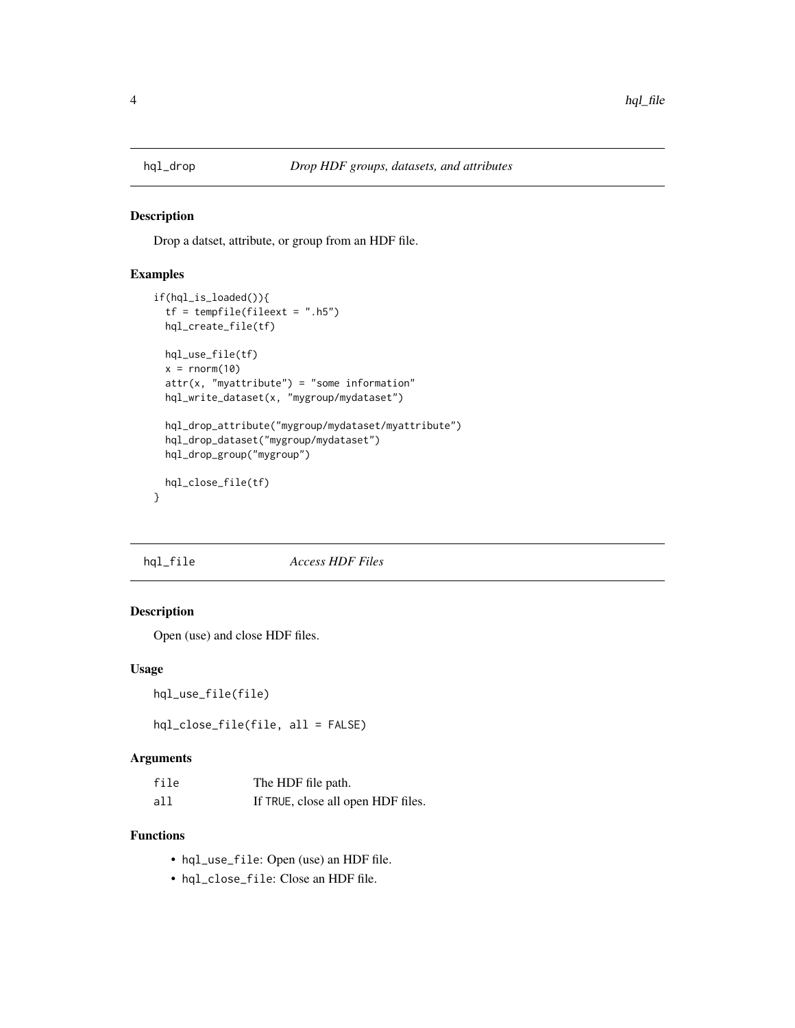## hql_drop    *Drop HDF groups, datasets, and attributes*

### Description

Drop a datset, attribute, or group from an HDF file.

### Examples

```
if(hql_is_loaded()){
  tf = tempfile(fileext = ".h5")
  hql_create_file(tf)

  hql_use_file(tf)
  x = rnorm(10)
  attr(x, "myattribute") = "some information"
  hql_write_dataset(x, "mygroup/mydataset")

  hql_drop_attribute("mygroup/mydataset/myattribute")
  hql_drop_dataset("mygroup/mydataset")
  hql_drop_group("mygroup")

  hql_close_file(tf)
}
```

## hql_file    *Access HDF Files*

### Description

Open (use) and close HDF files.

### Usage

```
hql_use_file(file)

hql_close_file(file, all = FALSE)
```

### Arguments

| | |
|---|---|
| file | The HDF file path. |
| all | If TRUE, close all open HDF files. |

### Functions

- hql_use_file: Open (use) an HDF file.
- hql_close_file: Close an HDF file.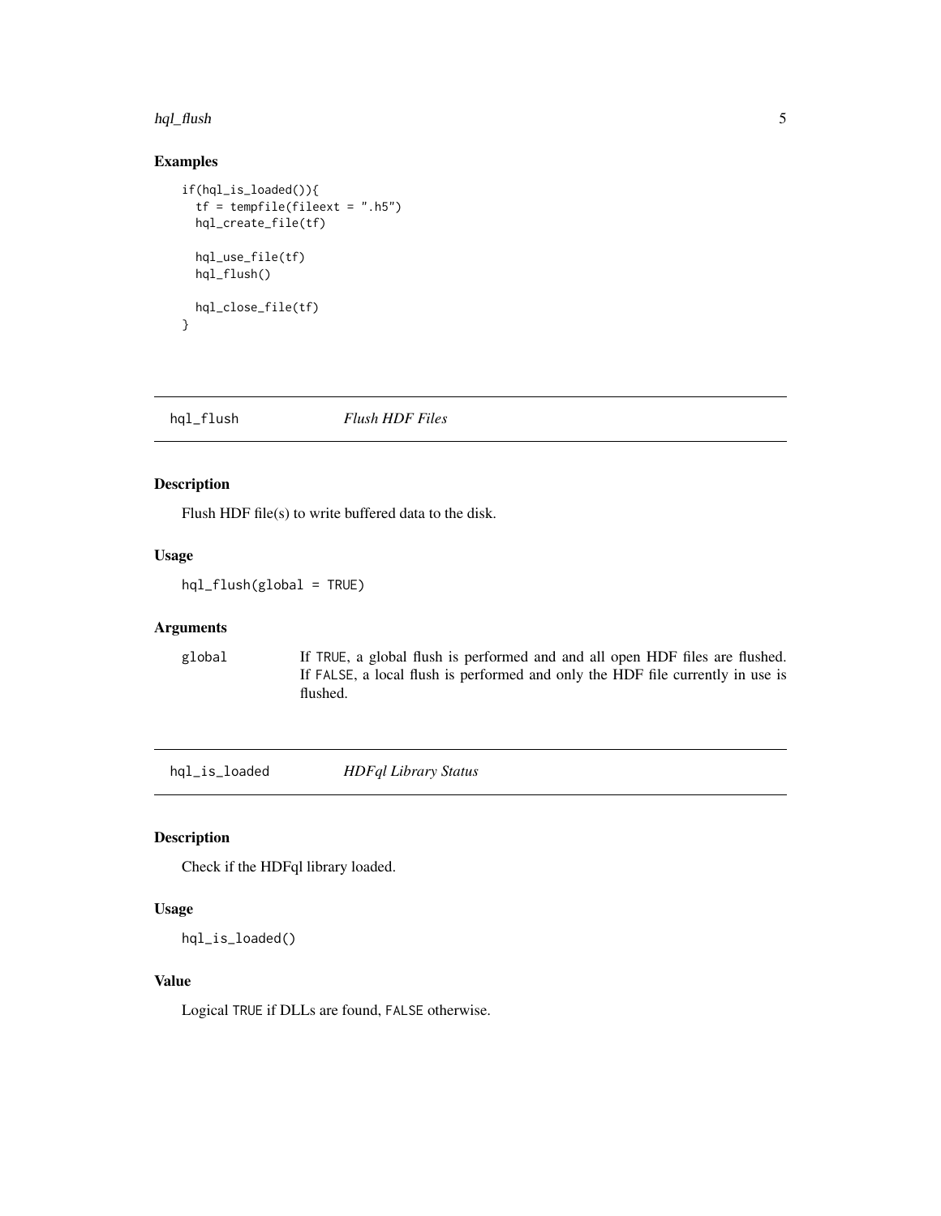## Examples

```
if(hql_is_loaded()){
  tf = tempfile(fileext = ".h5")
  hql_create_file(tf)

  hql_use_file(tf)
  hql_flush()

  hql_close_file(tf)
}
```

---

# hql_flush *Flush HDF Files*

---

## Description

Flush HDF file(s) to write buffered data to the disk.

## Usage

```
hql_flush(global = TRUE)
```

## Arguments

| | |
|---|---|
| global | If TRUE, a global flush is performed and and all open HDF files are flushed. If FALSE, a local flush is performed and only the HDF file currently in use is flushed. |

---

# hql_is_loaded *HDFql Library Status*

---

## Description

Check if the HDFql library loaded.

## Usage

```
hql_is_loaded()
```

## Value

Logical TRUE if DLLs are found, FALSE otherwise.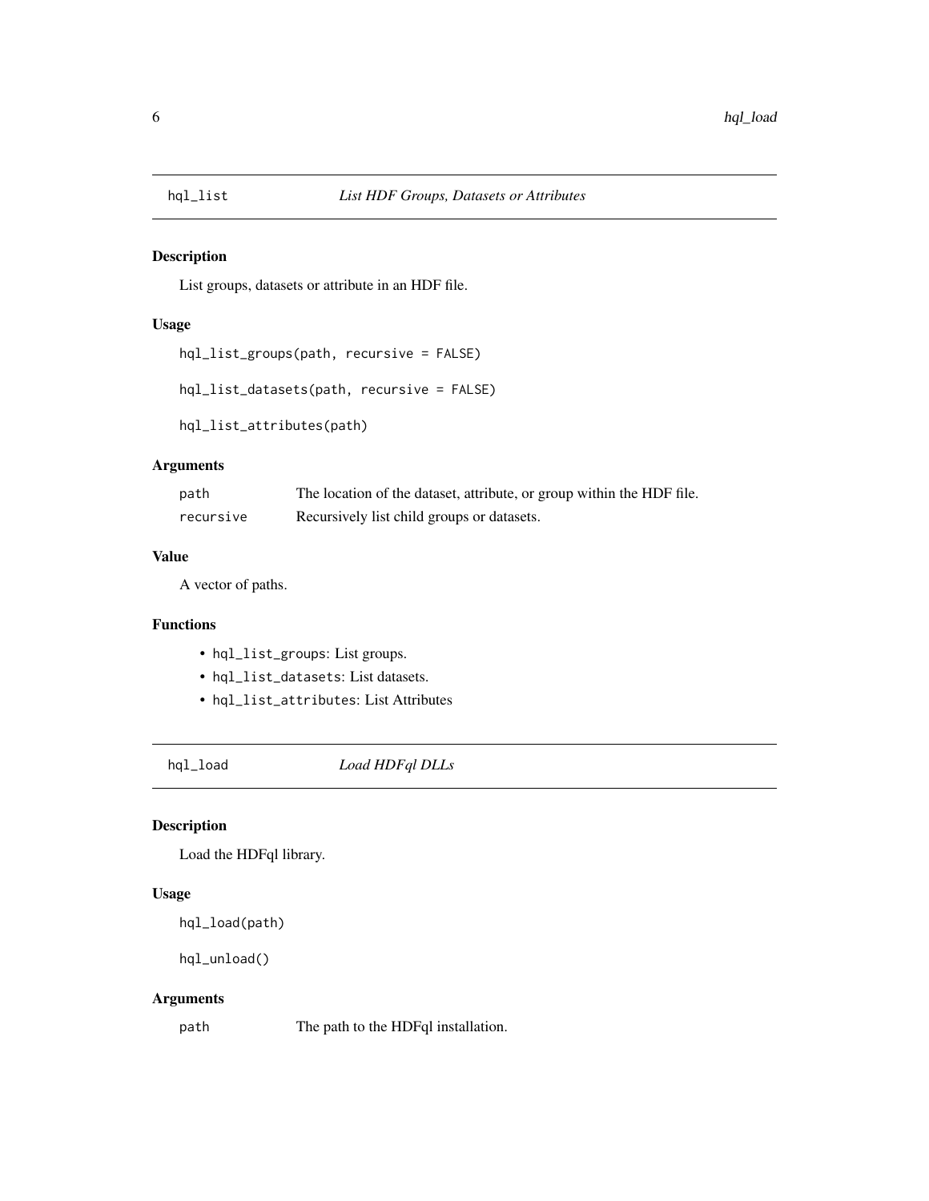## hql_list *List HDF Groups, Datasets or Attributes*

### Description

List groups, datasets or attribute in an HDF file.

### Usage

```
hql_list_groups(path, recursive = FALSE)

hql_list_datasets(path, recursive = FALSE)

hql_list_attributes(path)
```

### Arguments

| | |
|---|---|
| `path` | The location of the dataset, attribute, or group within the HDF file. |
| `recursive` | Recursively list child groups or datasets. |

### Value

A vector of paths.

### Functions

- `hql_list_groups`: List groups.
- `hql_list_datasets`: List datasets.
- `hql_list_attributes`: List Attributes

## hql_load *Load HDFql DLLs*

### Description

Load the HDFql library.

### Usage

```
hql_load(path)

hql_unload()
```

### Arguments

| | |
|---|---|
| `path` | The path to the HDFql installation. |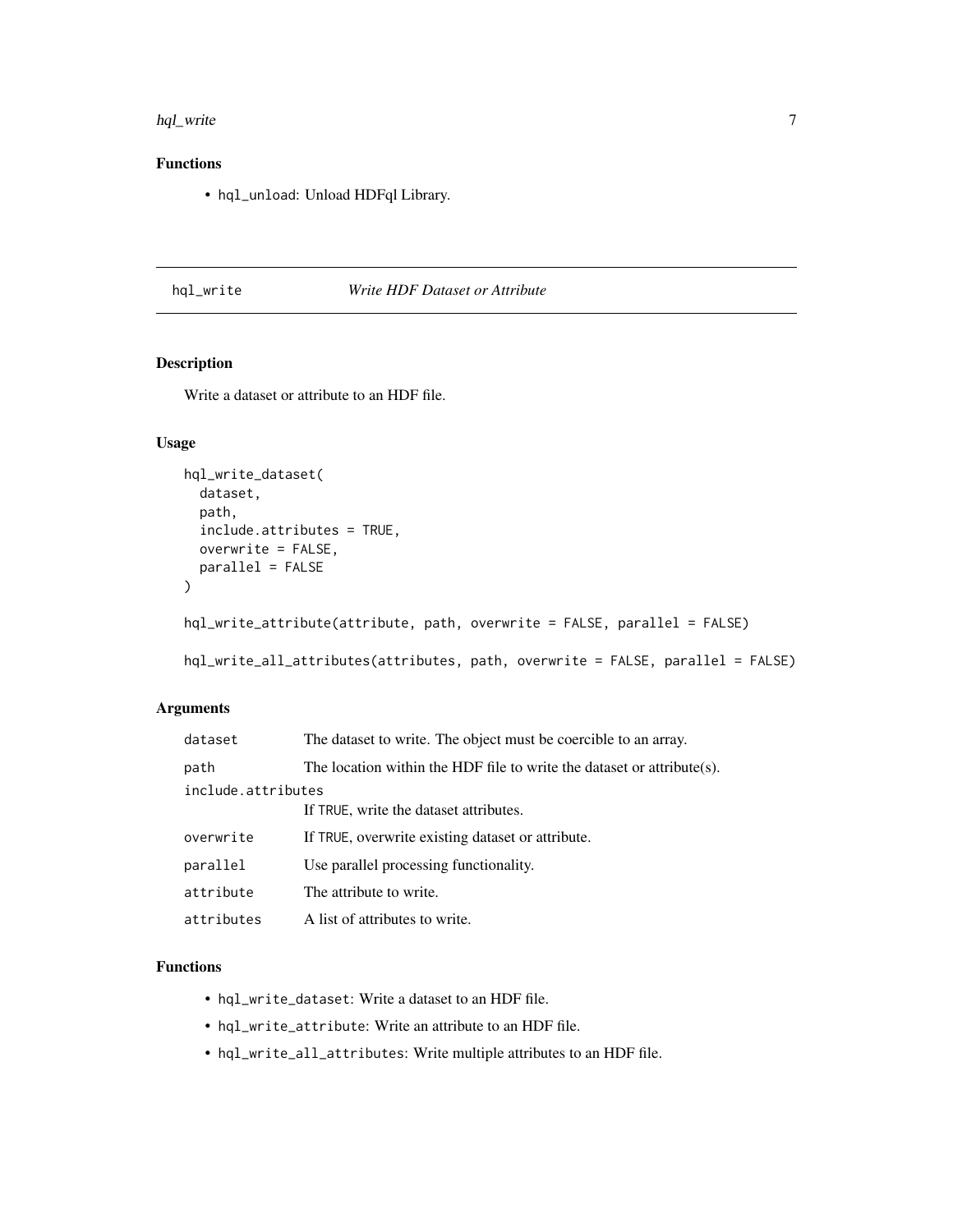## Functions

- `hql_unload`: Unload HDFql Library.

---

## hql_write — *Write HDF Dataset or Attribute*

### Description

Write a dataset or attribute to an HDF file.

### Usage

```
hql_write_dataset(
  dataset,
  path,
  include.attributes = TRUE,
  overwrite = FALSE,
  parallel = FALSE
)

hql_write_attribute(attribute, path, overwrite = FALSE, parallel = FALSE)

hql_write_all_attributes(attributes, path, overwrite = FALSE, parallel = FALSE)
```

### Arguments

| Argument | Description |
| --- | --- |
| `dataset` | The dataset to write. The object must be coercible to an array. |
| `path` | The location within the HDF file to write the dataset or attribute(s). |
| `include.attributes` | If `TRUE`, write the dataset attributes. |
| `overwrite` | If `TRUE`, overwrite existing dataset or attribute. |
| `parallel` | Use parallel processing functionality. |
| `attribute` | The attribute to write. |
| `attributes` | A list of attributes to write. |

### Functions

- `hql_write_dataset`: Write a dataset to an HDF file.
- `hql_write_attribute`: Write an attribute to an HDF file.
- `hql_write_all_attributes`: Write multiple attributes to an HDF file.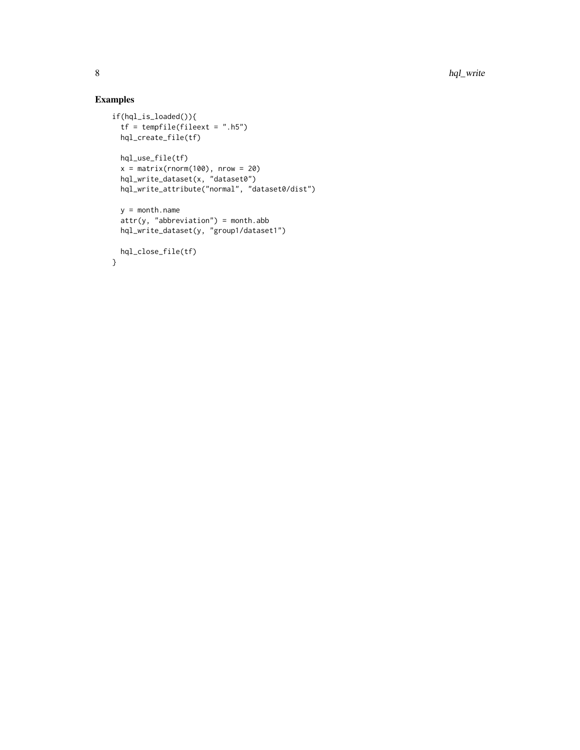## Examples

```
if(hql_is_loaded()){
  tf = tempfile(fileext = ".h5")
  hql_create_file(tf)

  hql_use_file(tf)
  x = matrix(rnorm(100), nrow = 20)
  hql_write_dataset(x, "dataset0")
  hql_write_attribute("normal", "dataset0/dist")

  y = month.name
  attr(y, "abbreviation") = month.abb
  hql_write_dataset(y, "group1/dataset1")

  hql_close_file(tf)
}
```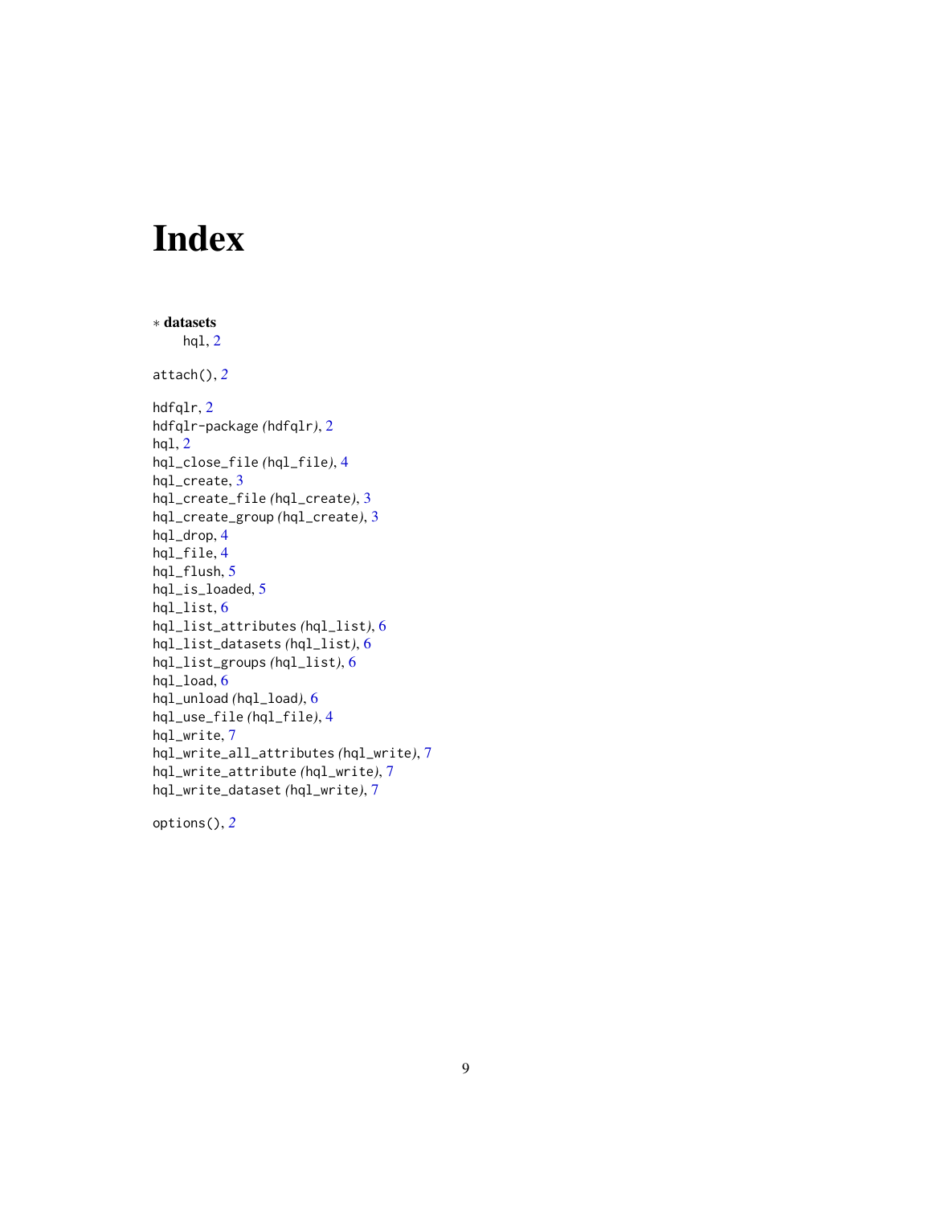# Index

∗ **datasets**
    hql, 2

attach(), *2*

hdfqlr, 2
hdfqlr-package *(*hdfqlr*)*, 2
hql, 2
hql_close_file *(*hql_file*)*, 4
hql_create, 3
hql_create_file *(*hql_create*)*, 3
hql_create_group *(*hql_create*)*, 3
hql_drop, 4
hql_file, 4
hql_flush, 5
hql_is_loaded, 5
hql_list, 6
hql_list_attributes *(*hql_list*)*, 6
hql_list_datasets *(*hql_list*)*, 6
hql_list_groups *(*hql_list*)*, 6
hql_load, 6
hql_unload *(*hql_load*)*, 6
hql_use_file *(*hql_file*)*, 4
hql_write, 7
hql_write_all_attributes *(*hql_write*)*, 7
hql_write_attribute *(*hql_write*)*, 7
hql_write_dataset *(*hql_write*)*, 7

options(), *2*